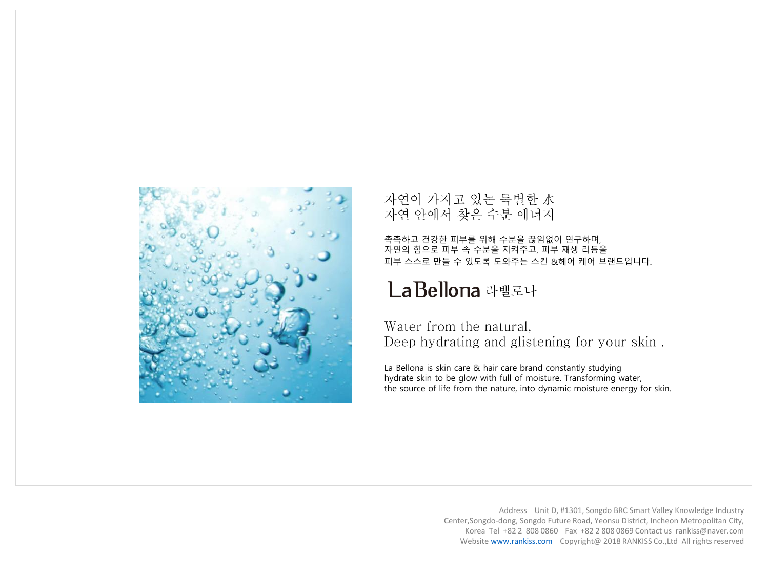자연이 가지고 있는 특별한 水
자연 안에서 찾은 수분 에너지

촉촉하고 건강한 피부를 위해 수분을 끊임없이 연구하며,
자연의 힘으로 피부 속 수분을 지켜주고, 피부 재생 리듬을
피부 스스로 만들 수 있도록 도와주는 스킨 &헤어 케어 브랜드입니다.

# LaBellona 라벨로나

Water from the natural,
Deep hydrating and glistening for your skin .

La Bellona is skin care & hair care brand constantly studying
hydrate skin to be glow with full of moisture. Transforming water,
the source of life from the nature, into dynamic moisture energy for skin.

Address Unit D, #1301, Songdo BRC Smart Valley Knowledge Industry Center,Songdo-dong, Songdo Future Road, Yeonsu District, Incheon Metropolitan City, Korea Tel +82 2 808 0860 Fax +82 2 808 0869 Contact us rankiss@naver.com
Website www.rankiss.com Copyright@ 2018 RANKISS Co.,Ltd All rights reserved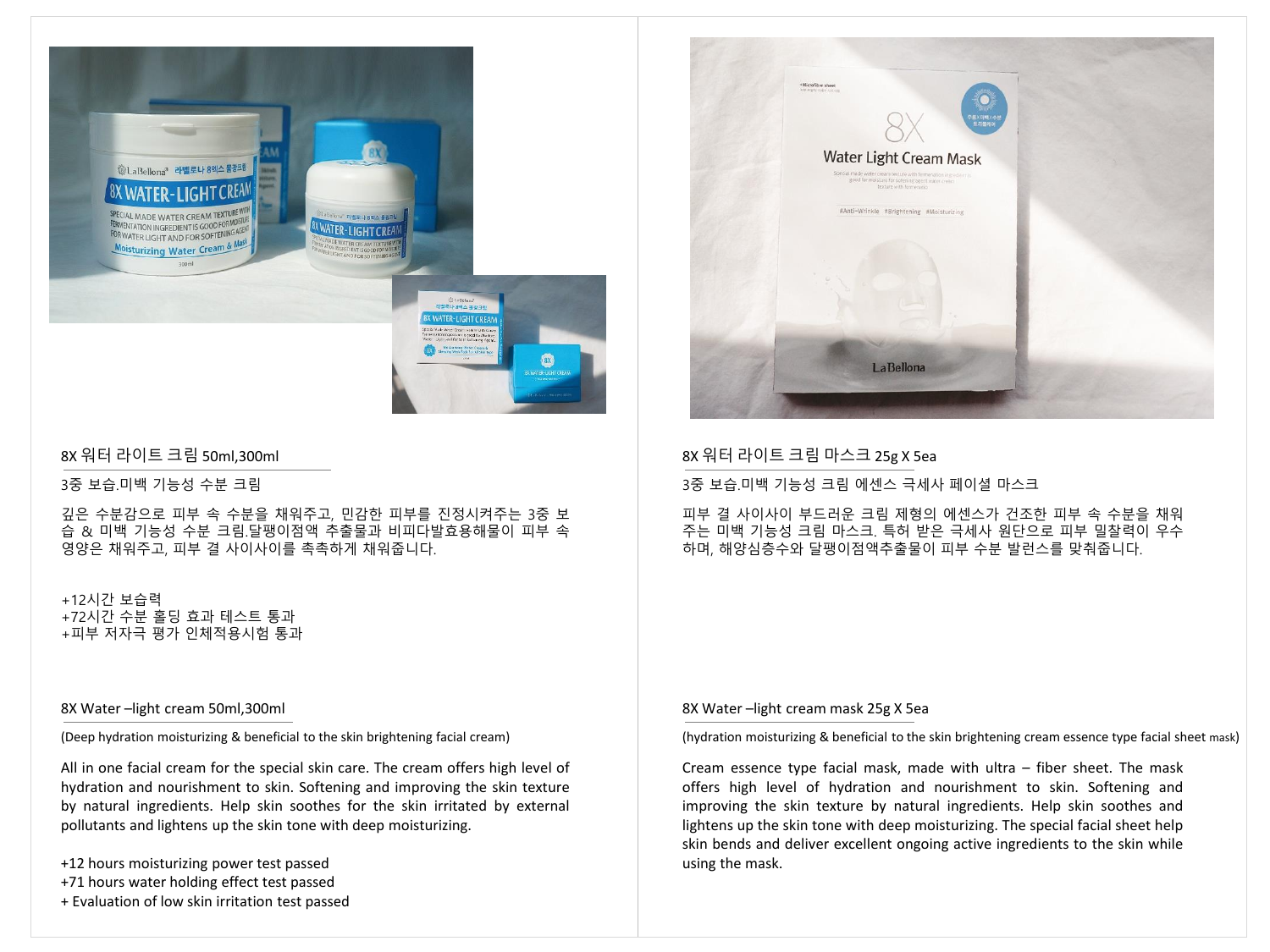## 8X 워터 라이트 크림 50ml,300ml

3중 보습.미백 기능성 수분 크림

깊은 수분감으로 피부 속 수분을 채워주고, 민감한 피부를 진정시켜주는 3중 보습 & 미백 기능성 수분 크림.달팽이점액 추출물과 비피다발효용해물이 피부 속 영양은 채워주고, 피부 결 사이사이를 촉촉하게 채워줍니다.

+12시간 보습력
+72시간 수분 홀딩 효과 테스트 통과
+피부 저자극 평가 인체적용시험 통과

## 8X Water –light cream 50ml,300ml

(Deep hydration moisturizing & beneficial to the skin brightening facial cream)

All in one facial cream for the special skin care. The cream offers high level of hydration and nourishment to skin. Softening and improving the skin texture by natural ingredients. Help skin soothes for the skin irritated by external pollutants and lightens up the skin tone with deep moisturizing.

+12 hours moisturizing power test passed
+71 hours water holding effect test passed
+ Evaluation of low skin irritation test passed

## 8X 워터 라이트 크림 마스크 25g X 5ea

3중 보습.미백 기능성 크림 에센스 극세사 페이셜 마스크

피부 결 사이사이 부드러운 크림 제형의 에센스가 건조한 피부 속 수분을 채워주는 미백 기능성 크림 마스크. 특허 받은 극세사 원단으로 피부 밀착력이 우수하며, 해양심층수와 달팽이점액추출물이 피부 수분 발런스를 맞춰줍니다.

## 8X Water –light cream mask 25g X 5ea

(hydration moisturizing & beneficial to the skin brightening cream essence type facial sheet mask)

Cream essence type facial mask, made with ultra – fiber sheet. The mask offers high level of hydration and nourishment to skin. Softening and improving the skin texture by natural ingredients. Help skin soothes and lightens up the skin tone with deep moisturizing. The special facial sheet help skin bends and deliver excellent ongoing active ingredients to the skin while using the mask.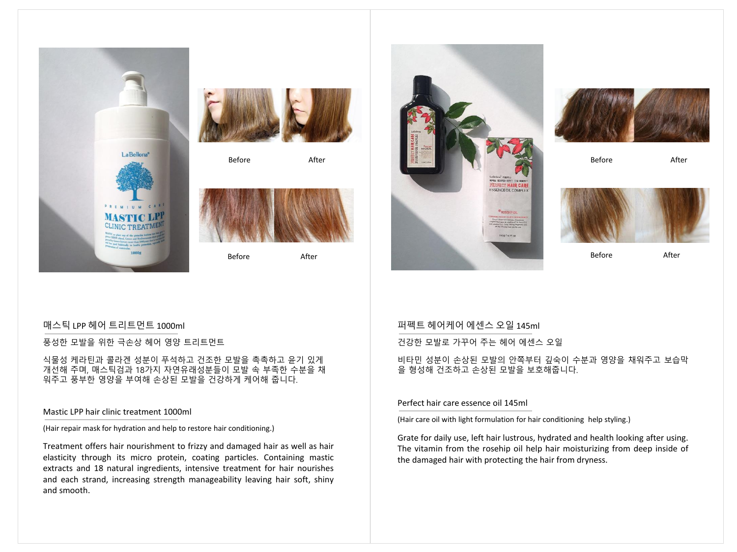Before After

Before After

## 매스틱 LPP 헤어 트리트먼트 1000ml

풍성한 모발을 위한 극손상 헤어 영양 트리트먼트

식물성 케라틴과 콜라겐 성분이 푸석하고 건조한 모발을 촉촉하고 윤기 있게 개선해 주며, 매스틱검과 18가지 자연유래성분들이 모발 속 부족한 수분을 채워주고 풍부한 영양을 부여해 손상된 모발을 건강하게 케어해 줍니다.

## Mastic LPP hair clinic treatment 1000ml

(Hair repair mask for hydration and help to restore hair conditioning.)

Treatment offers hair nourishment to frizzy and damaged hair as well as hair elasticity through its micro protein, coating particles. Containing mastic extracts and 18 natural ingredients, intensive treatment for hair nourishes and each strand, increasing strength manageability leaving hair soft, shiny and smooth.

Before After

Before After

## 퍼펙트 헤어케어 에센스 오일 145ml

건강한 모발로 가꾸어 주는 헤어 에센스 오일

비타민 성분이 손상된 모발의 안쪽부터 깊숙이 수분과 영양을 채워주고 보습막을 형성해 건조하고 손상된 모발을 보호해줍니다.

## Perfect hair care essence oil 145ml

(Hair care oil with light formulation for hair conditioning help styling.)

Grate for daily use, left hair lustrous, hydrated and health looking after using. The vitamin from the rosehip oil help hair moisturizing from deep inside of the damaged hair with protecting the hair from dryness.